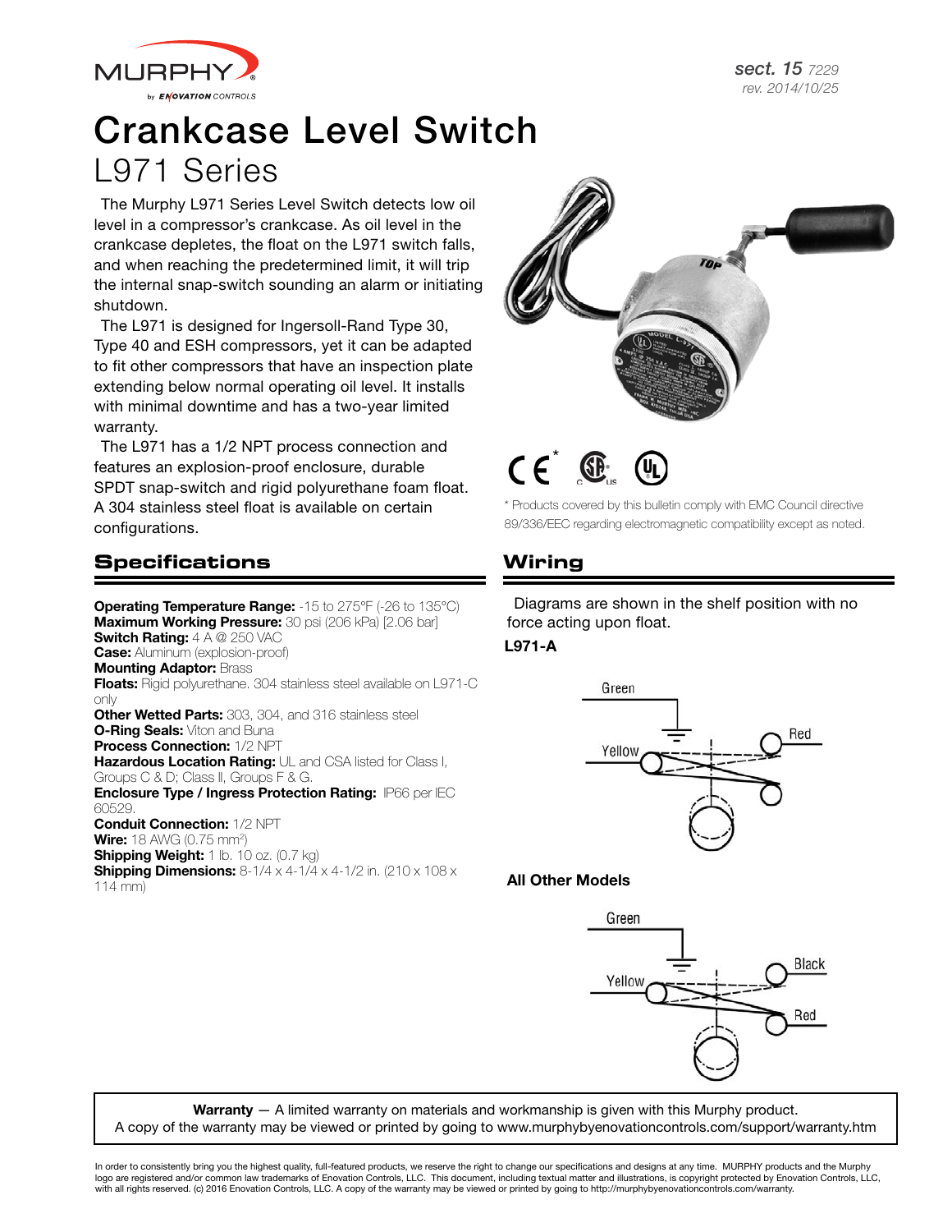# Crankcase Level Switch

## L971 Series

The Murphy L971 Series Level Switch detects low oil level in a compressor's crankcase. As oil level in the crankcase depletes, the float on the L971 switch falls, and when reaching the predetermined limit, it will trip the internal snap-switch sounding an alarm or initiating shutdown.

The L971 is designed for Ingersoll-Rand Type 30, Type 40 and ESH compressors, yet it can be adapted to fit other compressors that have an inspection plate extending below normal operating oil level. It installs with minimal downtime and has a two-year limited warranty.

The L971 has a 1/2 NPT process connection and features an explosion-proof enclosure, durable SPDT snap-switch and rigid polyurethane foam float. A 304 stainless steel float is available on certain configurations.

* Products covered by this bulletin comply with EMC Council directive 89/336/EEC regarding electromagnetic compatibility except as noted.

## Specifications

**Operating Temperature Range:** -15 to 275°F (-26 to 135°C)
**Maximum Working Pressure:** 30 psi (206 kPa) [2.06 bar]
**Switch Rating:** 4 A @ 250 VAC
**Case:** Aluminum (explosion-proof)
**Mounting Adaptor:** Brass
**Floats:** Rigid polyurethane. 304 stainless steel available on L971-C only
**Other Wetted Parts:** 303, 304, and 316 stainless steel
**O-Ring Seals:** Viton and Buna
**Process Connection:** 1/2 NPT
**Hazardous Location Rating:** UL and CSA listed for Class I, Groups C & D; Class II, Groups F & G.
**Enclosure Type / Ingress Protection Rating:** IP66 per IEC 60529.
**Conduit Connection:** 1/2 NPT
**Wire:** 18 AWG (0.75 mm$^2$)
**Shipping Weight:** 1 lb. 10 oz. (0.7 kg)
**Shipping Dimensions:** 8-1/4 x 4-1/4 x 4-1/2 in. (210 x 108 x 114 mm)

## Wiring

Diagrams are shown in the shelf position with no force acting upon float.

**L971-A**

Green, Yellow, Red

**All Other Models**

Green, Yellow, Black, Red

**Warranty** — A limited warranty on materials and workmanship is given with this Murphy product. A copy of the warranty may be viewed or printed by going to www.murphybyenovationcontrols.com/support/warranty.htm

In order to consistently bring you the highest quality, full-featured products, we reserve the right to change our specifications and designs at any time. MURPHY products and the Murphy logo are registered and/or common law trademarks of Enovation Controls, LLC. This document, including textual matter and illustrations, is copyright protected by Enovation Controls, LLC, with all rights reserved. (c) 2016 Enovation Controls, LLC. A copy of the warranty may be viewed or printed by going to http://murphybyenovationcontrols.com/warranty.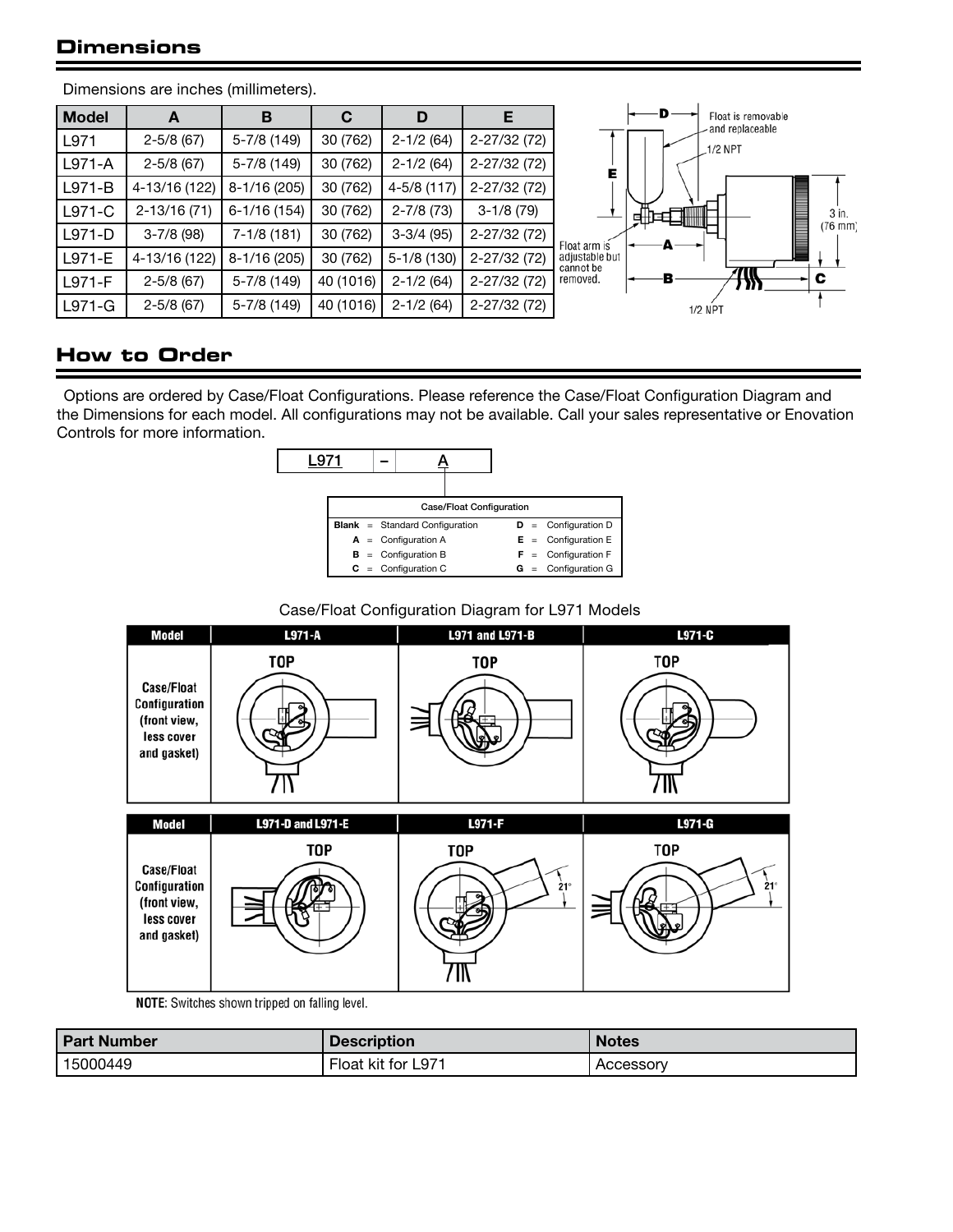## Dimensions

Dimensions are inches (millimeters).

| Model | A | B | C | D | E |
|---|---|---|---|---|---|
| L971 | 2-5/8 (67) | 5-7/8 (149) | 30 (762) | 2-1/2 (64) | 2-27/32 (72) |
| L971-A | 2-5/8 (67) | 5-7/8 (149) | 30 (762) | 2-1/2 (64) | 2-27/32 (72) |
| L971-B | 4-13/16 (122) | 8-1/16 (205) | 30 (762) | 4-5/8 (117) | 2-27/32 (72) |
| L971-C | 2-13/16 (71) | 6-1/16 (154) | 30 (762) | 2-7/8 (73) | 3-1/8 (79) |
| L971-D | 3-7/8 (98) | 7-1/8 (181) | 30 (762) | 3-3/4 (95) | 2-27/32 (72) |
| L971-E | 4-13/16 (122) | 8-1/16 (205) | 30 (762) | 5-1/8 (130) | 2-27/32 (72) |
| L971-F | 2-5/8 (67) | 5-7/8 (149) | 40 (1016) | 2-1/2 (64) | 2-27/32 (72) |
| L971-G | 2-5/8 (67) | 5-7/8 (149) | 40 (1016) | 2-1/2 (64) | 2-27/32 (72) |

D
Float is removable and replaceable
1/2 NPT
E
3 in. (76 mm)
Float arm is adjustable but cannot be removed.
A
B
C
1/2 NPT

## How to Order

Options are ordered by Case/Float Configurations. Please reference the Case/Float Configuration Diagram and the Dimensions for each model. All configurations may not be available. Call your sales representative or Enovation Controls for more information.

L971 – A

**Case/Float Configuration**

| | | | |
|---|---|---|---|
| **Blank** = | Standard Configuration | **D** = | Configuration D |
| **A** = | Configuration A | **E** = | Configuration E |
| **B** = | Configuration B | **F** = | Configuration F |
| **C** = | Configuration C | **G** = | Configuration G |

Case/Float Configuration Diagram for L971 Models

| Model | L971-A | L971 and L971-B | L971-C |
|---|---|---|---|
| Case/Float Configuration (front view, less cover and gasket) | TOP | TOP | TOP |

| Model | L971-D and L971-E | L971-F | L971-G |
|---|---|---|---|
| Case/Float Configuration (front view, less cover and gasket) | TOP | TOP 21° | TOP 21° |

**NOTE**: Switches shown tripped on falling level.

| Part Number | Description | Notes |
|---|---|---|
| 15000449 | Float kit for L971 | Accessory |